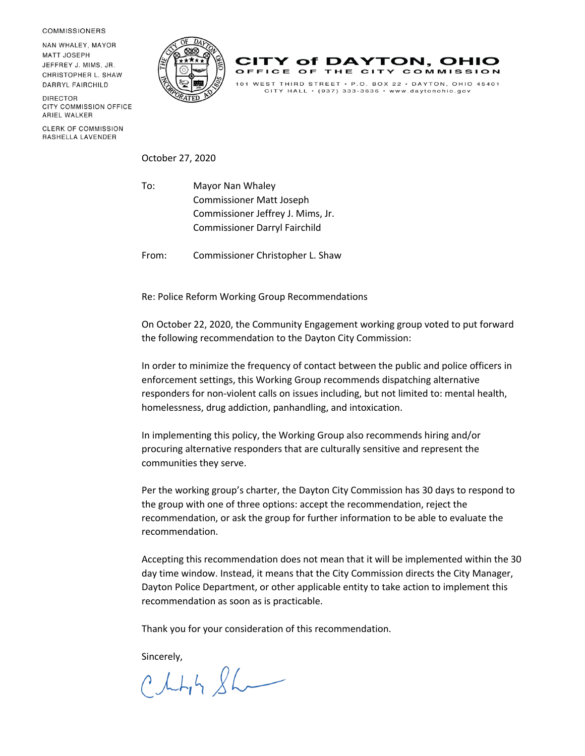COMMISSIONERS

NAN WHALEY, MAYOR
MATT JOSEPH
JEFFREY J. MIMS, JR.
CHRISTOPHER L. SHAW
DARRYL FAIRCHILD

DIRECTOR
CITY COMMISSION OFFICE
ARIEL WALKER

CLERK OF COMMISSION
RASHELLA LAVENDER

# CITY of DAYTON, OHIO
## OFFICE OF THE CITY COMMISSION

101 WEST THIRD STREET • P.O. BOX 22 • DAYTON, OHIO 45401
CITY HALL • (937) 333-3636 • www.daytonohio.gov

October 27, 2020

To: Mayor Nan Whaley
Commissioner Matt Joseph
Commissioner Jeffrey J. Mims, Jr.
Commissioner Darryl Fairchild

From: Commissioner Christopher L. Shaw

Re: Police Reform Working Group Recommendations

On October 22, 2020, the Community Engagement working group voted to put forward the following recommendation to the Dayton City Commission:

In order to minimize the frequency of contact between the public and police officers in enforcement settings, this Working Group recommends dispatching alternative responders for non-violent calls on issues including, but not limited to: mental health, homelessness, drug addiction, panhandling, and intoxication.

In implementing this policy, the Working Group also recommends hiring and/or procuring alternative responders that are culturally sensitive and represent the communities they serve.

Per the working group's charter, the Dayton City Commission has 30 days to respond to the group with one of three options: accept the recommendation, reject the recommendation, or ask the group for further information to be able to evaluate the recommendation.

Accepting this recommendation does not mean that it will be implemented within the 30 day time window. Instead, it means that the City Commission directs the City Manager, Dayton Police Department, or other applicable entity to take action to implement this recommendation as soon as is practicable.

Thank you for your consideration of this recommendation.

Sincerely,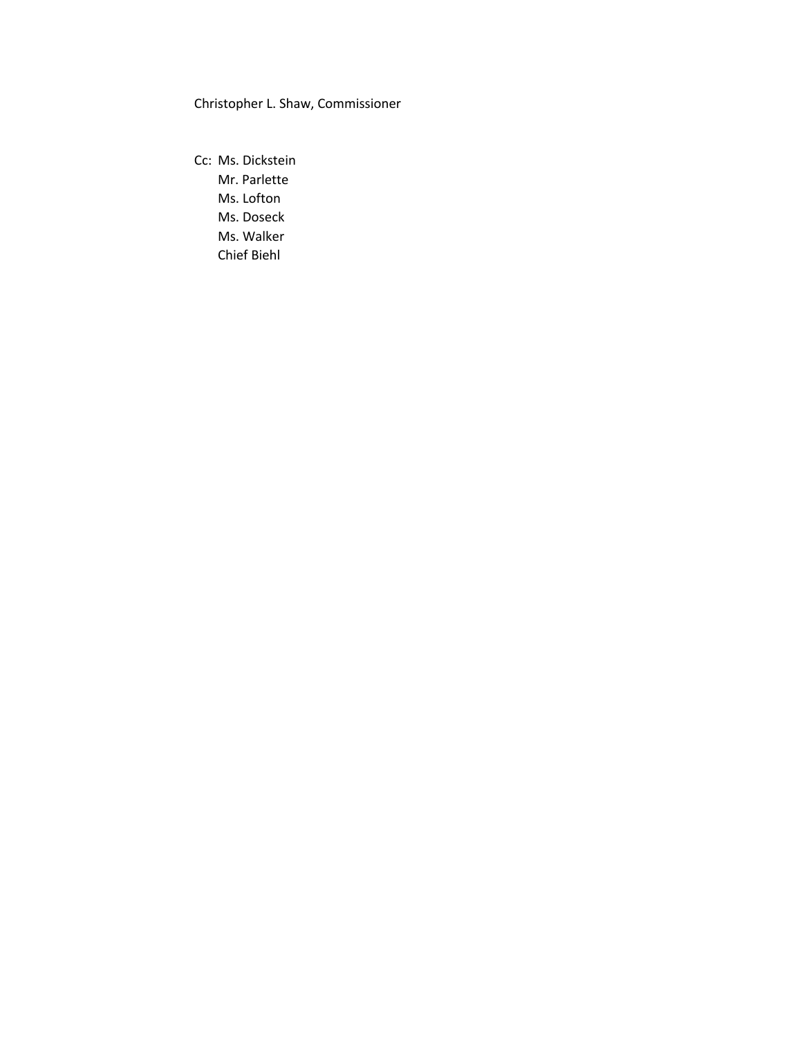Christopher L. Shaw, Commissioner

Cc: Ms. Dickstein
Mr. Parlette
Ms. Lofton
Ms. Doseck
Ms. Walker
Chief Biehl